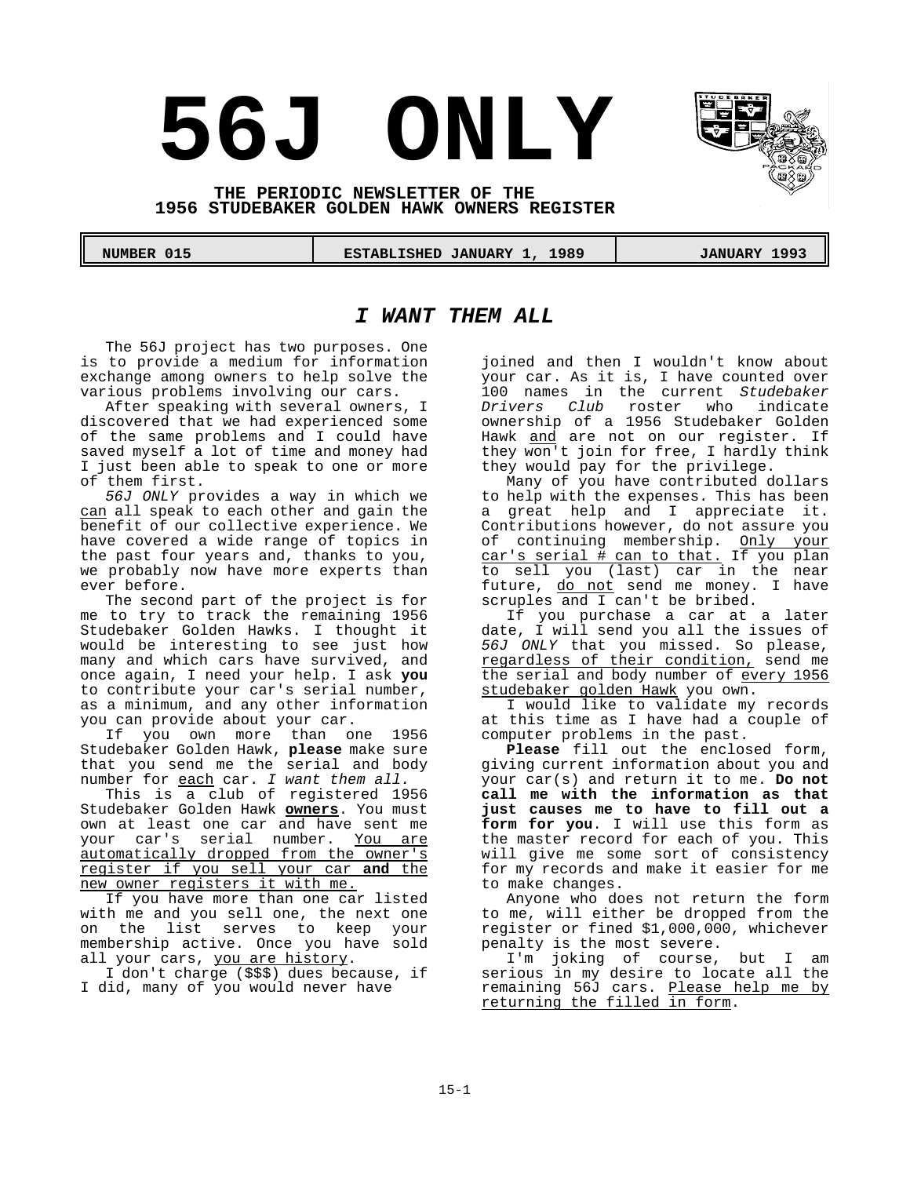# 56J ONLY

**THE PERIODIC NEWSLETTER OF THE**
**1956 STUDEBAKER GOLDEN HAWK OWNERS REGISTER**

| NUMBER 015 | ESTABLISHED JANUARY 1, 1989 | JANUARY 1993 |
|---|---|---|

## *I WANT THEM ALL*

The 56J project has two purposes. One is to provide a medium for information exchange among owners to help solve the various problems involving our cars.

After speaking with several owners, I discovered that we had experienced some of the same problems and I could have saved myself a lot of time and money had I just been able to speak to one or more of them first.

*56J ONLY* provides a way in which we can all speak to each other and gain the benefit of our collective experience. We have covered a wide range of topics in the past four years and, thanks to you, we probably now have more experts than ever before.

The second part of the project is for me to try to track the remaining 1956 Studebaker Golden Hawks. I thought it would be interesting to see just how many and which cars have survived, and once again, I need your help. I ask **you** to contribute your car's serial number, as a minimum, and any other information you can provide about your car.

If you own more than one 1956 Studebaker Golden Hawk, **please** make sure that you send me the serial and body number for each car. *I want them all.*

This is a club of registered 1956 Studebaker Golden Hawk **owners**. You must own at least one car and have sent me your car's serial number. You are automatically dropped from the owner's register if you sell your car **and** the new owner registers it with me.

If you have more than one car listed with me and you sell one, the next one on the list serves to keep your membership active. Once you have sold all your cars, you are history.

I don't charge ($$$) dues because, if I did, many of you would never have joined and then I wouldn't know about your car. As it is, I have counted over 100 names in the current *Studebaker Drivers Club* roster who indicate ownership of a 1956 Studebaker Golden Hawk and are not on our register. If they won't join for free, I hardly think they would pay for the privilege.

Many of you have contributed dollars to help with the expenses. This has been a great help and I appreciate it. Contributions however, do not assure you of continuing membership. Only your car's serial # can to that. If you plan to sell you (last) car in the near future, do not send me money. I have scruples and I can't be bribed.

If you purchase a car at a later date, I will send you all the issues of *56J ONLY* that you missed. So please, regardless of their condition, send me the serial and body number of every 1956 studebaker golden Hawk you own.

I would like to validate my records at this time as I have had a couple of computer problems in the past.

**Please** fill out the enclosed form, giving current information about you and your car(s) and return it to me. **Do not call me with the information as that just causes me to have to fill out a form for you**. I will use this form as the master record for each of you. This will give me some sort of consistency for my records and make it easier for me to make changes.

Anyone who does not return the form to me, will either be dropped from the register or fined $1,000,000, whichever penalty is the most severe.

I'm joking of course, but I am serious in my desire to locate all the remaining 56J cars. Please help me by returning the filled in form.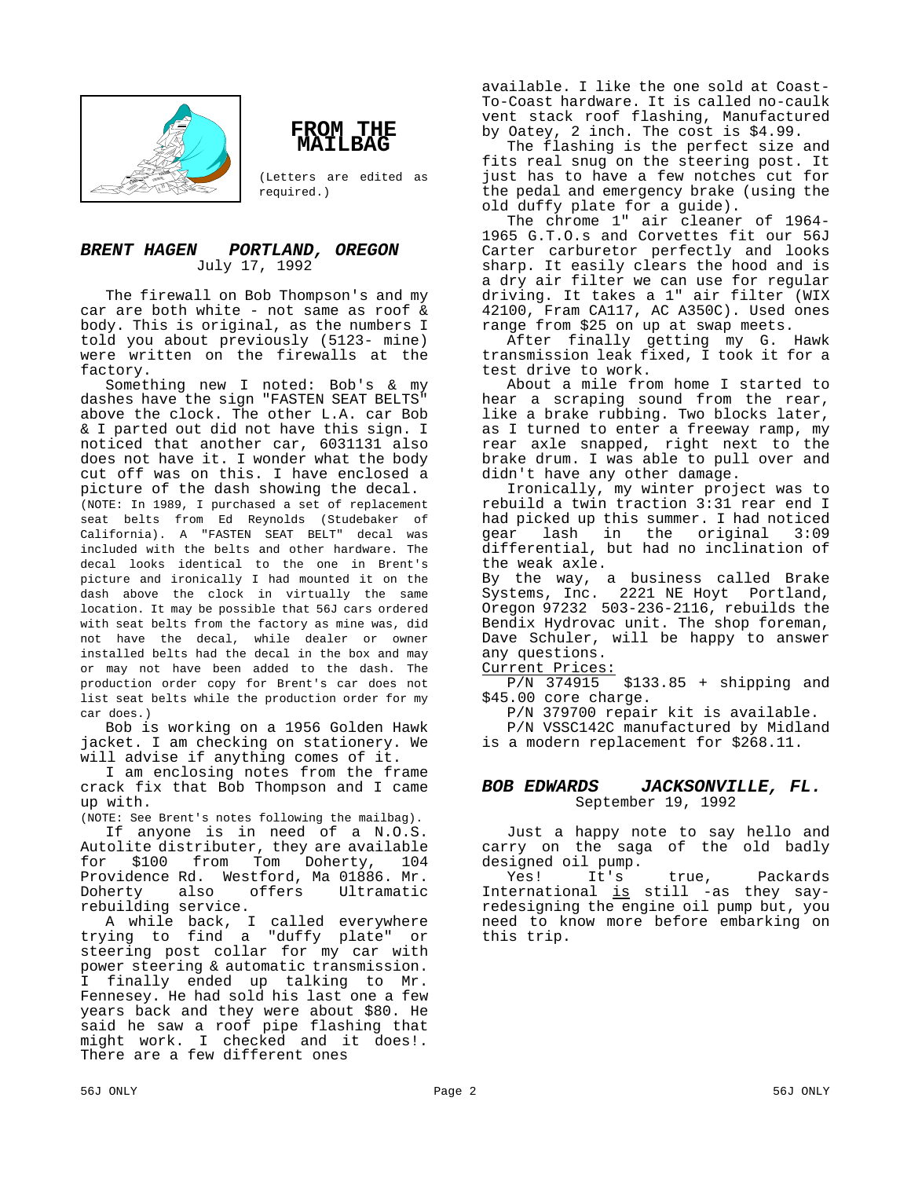# FROM THE MAILBAG

(Letters are edited as required.)

## *BRENT HAGEN PORTLAND, OREGON*

July 17, 1992

The firewall on Bob Thompson's and my car are both white - not same as roof & body. This is original, as the numbers I told you about previously (5123- mine) were written on the firewalls at the factory.

Something new I noted: Bob's & my dashes have the sign "FASTEN SEAT BELTS" above the clock. The other L.A. car Bob & I parted out did not have this sign. I noticed that another car, 6031131 also does not have it. I wonder what the body cut off was on this. I have enclosed a picture of the dash showing the decal.

(NOTE: In 1989, I purchased a set of replacement seat belts from Ed Reynolds (Studebaker of California). A "FASTEN SEAT BELT" decal was included with the belts and other hardware. The decal looks identical to the one in Brent's picture and ironically I had mounted it on the dash above the clock in virtually the same location. It may be possible that 56J cars ordered with seat belts from the factory as mine was, did not have the decal, while dealer or owner installed belts had the decal in the box and may or may not have been added to the dash. The production order copy for Brent's car does not list seat belts while the production order for my car does.)

Bob is working on a 1956 Golden Hawk jacket. I am checking on stationery. We will advise if anything comes of it.

I am enclosing notes from the frame crack fix that Bob Thompson and I came up with.

(NOTE: See Brent's notes following the mailbag).

If anyone is in need of a N.O.S. Autolite distributer, they are available for $100 from Tom Doherty, 104 Providence Rd. Westford, Ma 01886. Mr. Doherty also offers Ultramatic rebuilding service.

A while back, I called everywhere trying to find a "duffy plate" or steering post collar for my car with power steering & automatic transmission. I finally ended up talking to Mr. Fennesey. He had sold his last one a few years back and they were about $80. He said he saw a roof pipe flashing that might work. I checked and it does!. There are a few different ones available. I like the one sold at Coast-To-Coast hardware. It is called no-caulk vent stack roof flashing, Manufactured by Oatey, 2 inch. The cost is $4.99.

The flashing is the perfect size and fits real snug on the steering post. It just has to have a few notches cut for the pedal and emergency brake (using the old duffy plate for a guide).

The chrome 1" air cleaner of 1964-1965 G.T.O.s and Corvettes fit our 56J Carter carburetor perfectly and looks sharp. It easily clears the hood and is a dry air filter we can use for regular driving. It takes a 1" air filter (WIX 42100, Fram CA117, AC A350C). Used ones range from $25 on up at swap meets.

After finally getting my G. Hawk transmission leak fixed, I took it for a test drive to work.

About a mile from home I started to hear a scraping sound from the rear, like a brake rubbing. Two blocks later, as I turned to enter a freeway ramp, my rear axle snapped, right next to the brake drum. I was able to pull over and didn't have any other damage.

Ironically, my winter project was to rebuild a twin traction 3:31 rear end I had picked up this summer. I had noticed gear lash in the original 3:09 differential, but had no inclination of the weak axle.

By the way, a business called Brake Systems, Inc. 2221 NE Hoyt Portland, Oregon 97232 503-236-2116, rebuilds the Bendix Hydrovac unit. The shop foreman, Dave Schuler, will be happy to answer any questions.

Current Prices:

P/N 374915 $133.85 + shipping and $45.00 core charge.

P/N 379700 repair kit is available.

P/N VSSC142C manufactured by Midland is a modern replacement for $268.11.

## *BOB EDWARDS JACKSONVILLE, FL.*

September 19, 1992

Just a happy note to say hello and carry on the saga of the old badly designed oil pump.

Yes! It's true, Packards International is still -as they say- redesigning the engine oil pump but, you need to know more before embarking on this trip.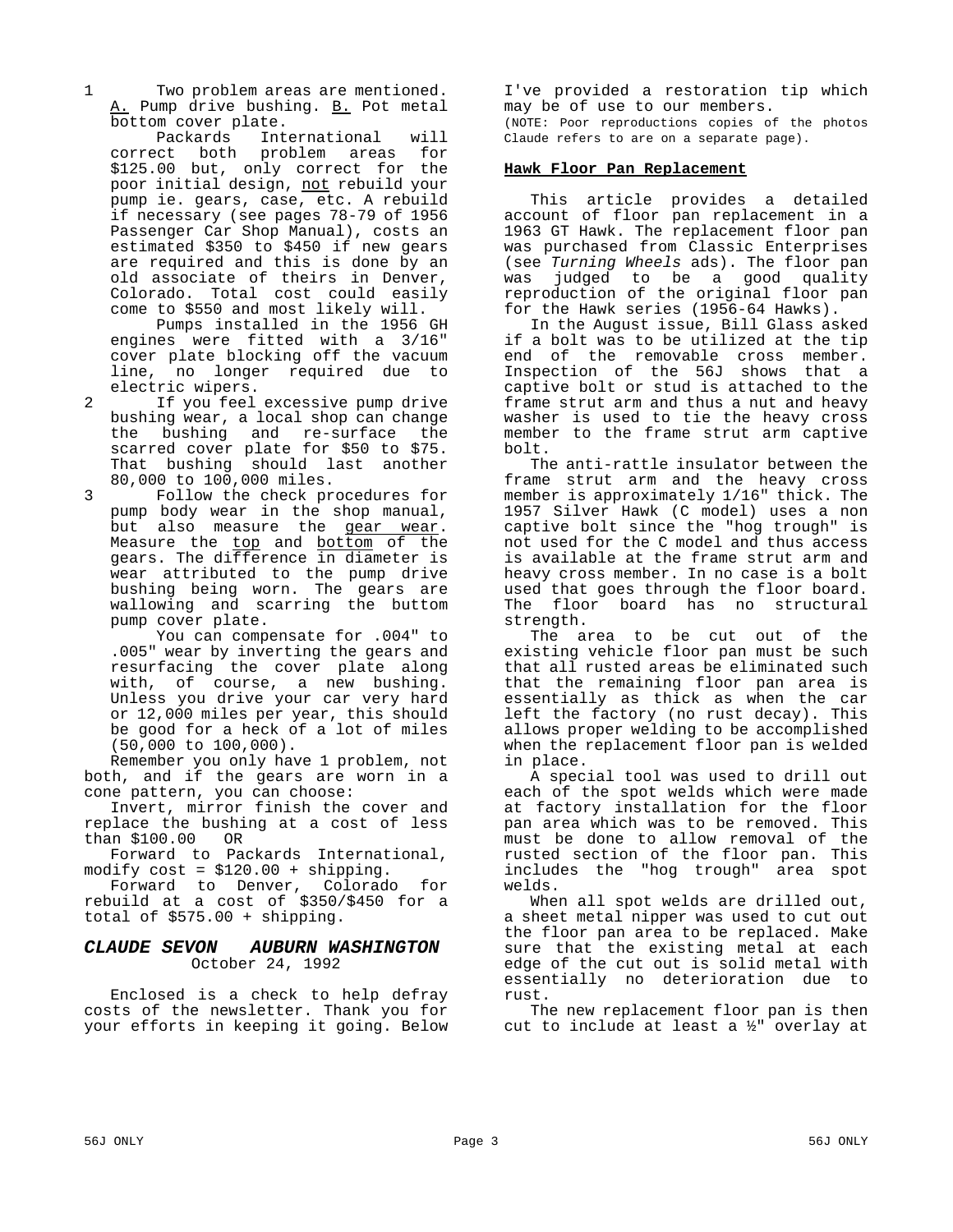1. Two problem areas are mentioned. A. Pump drive bushing. B. Pot metal bottom cover plate.

   Packards International will correct both problem areas for $125.00 but, only correct for the poor initial design, not rebuild your pump ie. gears, case, etc. A rebuild if necessary (see pages 78-79 of 1956 Passenger Car Shop Manual), costs an estimated $350 to $450 if new gears are required and this is done by an old associate of theirs in Denver, Colorado. Total cost could easily come to $550 and most likely will.

   Pumps installed in the 1956 GH engines were fitted with a 3/16" cover plate blocking off the vacuum line, no longer required due to electric wipers.

2. If you feel excessive pump drive bushing wear, a local shop can change the bushing and re-surface the scarred cover plate for $50 to $75. That bushing should last another 80,000 to 100,000 miles.

3. Follow the check procedures for pump body wear in the shop manual, but also measure the gear wear. Measure the top and bottom of the gears. The difference in diameter is wear attributed to the pump drive bushing being worn. The gears are wallowing and scarring the buttom pump cover plate.

   You can compensate for .004" to .005" wear by inverting the gears and resurfacing the cover plate along with, of course, a new bushing. Unless you drive your car very hard or 12,000 miles per year, this should be good for a heck of a lot of miles (50,000 to 100,000).

Remember you only have 1 problem, not both, and if the gears are worn in a cone pattern, you can choose:

Invert, mirror finish the cover and replace the bushing at a cost of less than $100.00 OR

Forward to Packards International, modify cost = $120.00 + shipping.

Forward to Denver, Colorado for rebuild at a cost of $350/$450 for a total of $575.00 + shipping.

### *CLAUDE SEVON AUBURN WASHINGTON*

October 24, 1992

Enclosed is a check to help defray costs of the newsletter. Thank you for your efforts in keeping it going. Below I've provided a restoration tip which may be of use to our members.

(NOTE: Poor reproductions copies of the photos Claude refers to are on a separate page).

**Hawk Floor Pan Replacement**

This article provides a detailed account of floor pan replacement in a 1963 GT Hawk. The replacement floor pan was purchased from Classic Enterprises (see *Turning Wheels* ads). The floor pan was judged to be a good quality reproduction of the original floor pan for the Hawk series (1956-64 Hawks).

In the August issue, Bill Glass asked if a bolt was to be utilized at the tip end of the removable cross member. Inspection of the 56J shows that a captive bolt or stud is attached to the frame strut arm and thus a nut and heavy washer is used to tie the heavy cross member to the frame strut arm captive bolt.

The anti-rattle insulator between the frame strut arm and the heavy cross member is approximately 1/16" thick. The 1957 Silver Hawk (C model) uses a non captive bolt since the "hog trough" is not used for the C model and thus access is available at the frame strut arm and heavy cross member. In no case is a bolt used that goes through the floor board. The floor board has no structural strength.

The area to be cut out of the existing vehicle floor pan must be such that all rusted areas be eliminated such that the remaining floor pan area is essentially as thick as when the car left the factory (no rust decay). This allows proper welding to be accomplished when the replacement floor pan is welded in place.

A special tool was used to drill out each of the spot welds which were made at factory installation for the floor pan area which was to be removed. This must be done to allow removal of the rusted section of the floor pan. This includes the "hog trough" area spot welds.

When all spot welds are drilled out, a sheet metal nipper was used to cut out the floor pan area to be replaced. Make sure that the existing metal at each edge of the cut out is solid metal with essentially no deterioration due to rust.

The new replacement floor pan is then cut to include at least a ½" overlay at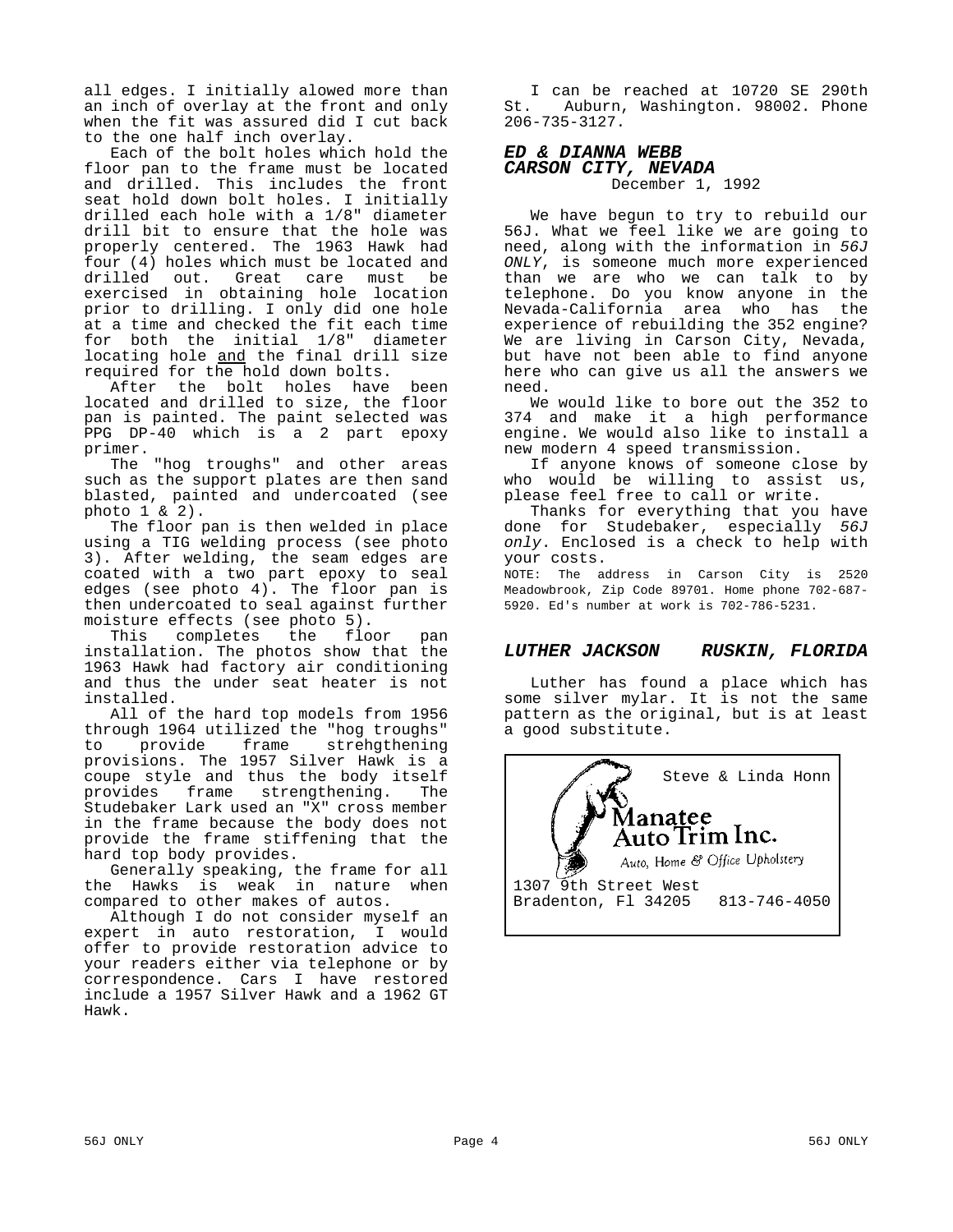all edges. I initially alowed more than an inch of overlay at the front and only when the fit was assured did I cut back to the one half inch overlay.

Each of the bolt holes which hold the floor pan to the frame must be located and drilled. This includes the front seat hold down bolt holes. I initially drilled each hole with a 1/8" diameter drill bit to ensure that the hole was properly centered. The 1963 Hawk had four (4) holes which must be located and drilled out. Great care must be exercised in obtaining hole location prior to drilling. I only did one hole at a time and checked the fit each time for both the initial 1/8" diameter locating hole and the final drill size required for the hold down bolts.

After the bolt holes have been located and drilled to size, the floor pan is painted. The paint selected was PPG DP-40 which is a 2 part epoxy primer.

The "hog troughs" and other areas such as the support plates are then sand blasted, painted and undercoated (see photo 1 & 2).

The floor pan is then welded in place using a TIG welding process (see photo 3). After welding, the seam edges are coated with a two part epoxy to seal edges (see photo 4). The floor pan is then undercoated to seal against further moisture effects (see photo 5).

This completes the floor pan installation. The photos show that the 1963 Hawk had factory air conditioning and thus the under seat heater is not installed.

All of the hard top models from 1956 through 1964 utilized the "hog troughs" to provide frame strehgthening provisions. The 1957 Silver Hawk is a coupe style and thus the body itself provides frame strengthening. The Studebaker Lark used an "X" cross member in the frame because the body does not provide the frame stiffening that the hard top body provides.

Generally speaking, the frame for all the Hawks is weak in nature when compared to other makes of autos.

Although I do not consider myself an expert in auto restoration, I would offer to provide restoration advice to your readers either via telephone or by correspondence. Cars I have restored include a 1957 Silver Hawk and a 1962 GT Hawk.

I can be reached at 10720 SE 290th St. Auburn, Washington. 98002. Phone 206-735-3127.

### *ED & DIANNA WEBB*
### *CARSON CITY, NEVADA*

December 1, 1992

We have begun to try to rebuild our 56J. What we feel like we are going to need, along with the information in *56J ONLY*, is someone much more experienced than we are who we can talk to by telephone. Do you know anyone in the Nevada-California area who has the experience of rebuilding the 352 engine? We are living in Carson City, Nevada, but have not been able to find anyone here who can give us all the answers we need.

We would like to bore out the 352 to 374 and make it a high performance engine. We would also like to install a new modern 4 speed transmission.

If anyone knows of someone close by who would be willing to assist us, please feel free to call or write.

Thanks for everything that you have done for Studebaker, especially *56J only*. Enclosed is a check to help with your costs.

NOTE: The address in Carson City is 2520 Meadowbrook, Zip Code 89701. Home phone 702-687-5920. Ed's number at work is 702-786-5231.

### *LUTHER JACKSON RUSKIN, FLORIDA*

Luther has found a place which has some silver mylar. It is not the same pattern as the original, but is at least a good substitute.

Steve & Linda Honn

**Manatee Auto Trim Inc.**

*Auto, Home & Office Upholstery*

1307 9th Street West
Bradenton, Fl 34205 813-746-4050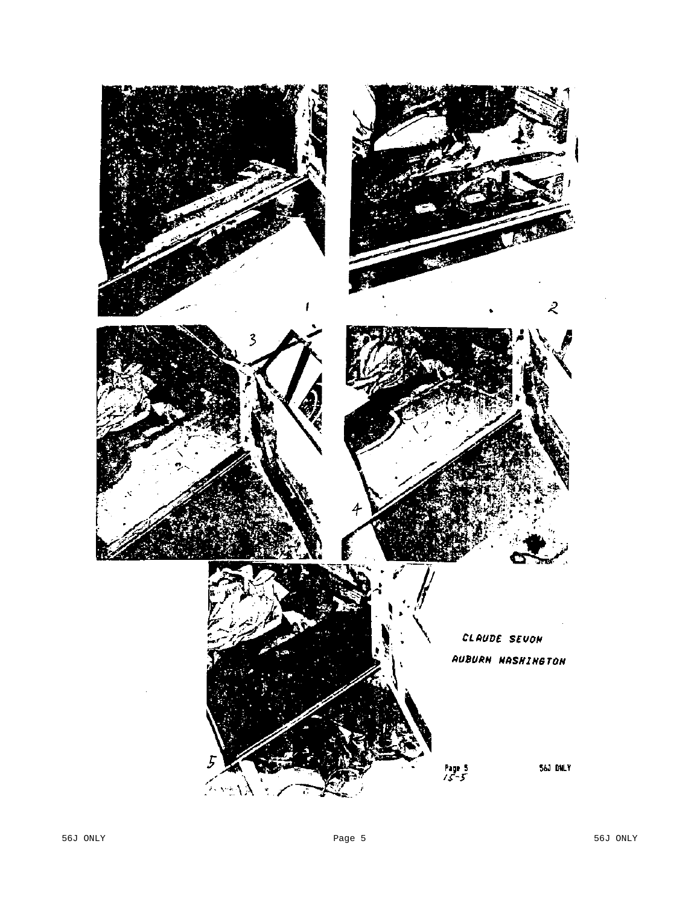1

2

3

4

5

CLAUDE SEVON

AUBURN WASHINGTON

Page 5
15-5

56J ONLY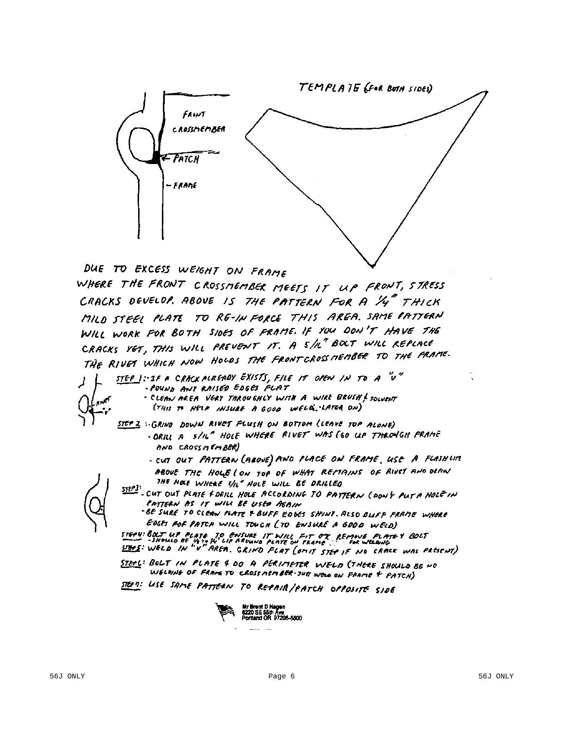TEMPLATE (FOR BOTH SIDES)

FRONT CROSSMEMBER

← PATCH

– FRAME

DUE TO EXCESS WEIGHT ON FRAME WHERE THE FRONT CROSSMEMBER MEETS IT UP FRONT, STRESS CRACKS DEVELOP. ABOVE IS THE PATTERN FOR A 1/4" THICK MILD STEEL PLATE TO RE-INFORCE THIS AREA. SAME PATTERN WILL WORK FOR BOTH SIDES OF FRAME. IF YOU DON'T HAVE THE CRACKS YET, THIS WILL PREVENT IT. A 5/16" BOLT WILL REPLACE THE RIVET WHICH NOW HOLDS THE FRONT CROSSMEMBER TO THE FRAME.

RIVET
"V"

STEP 1: - IF A CRACK ALREADY EXISTS, FILE IT OPEN IN TO A "V"
- POUND ANY RAISED EDGES FLAT
- CLEAN AREA VERY THOROUGHLY WITH A WIRE BRUSH & SOLVENT (THIS TO HELP INSURE A GOOD WELD - LATER ON)

STEP 2: - GRIND DOWN RIVET FLUSH ON BOTTOM (LEAVE TOP ALONE)
- DRILL A 5/16" HOLE WHERE RIVET WAS (GO UP THROUGH FRAME AND CROSSMEMBER)
- CUT OUT PATTERN (ABOVE) AND PLACE ON FRAME. USE A FLASHLITE ABOVE THE HOLE (ON TOP OF WHAT REMAINS OF RIVET AND DRAW THE HOLE WHERE 5/16" HOLE WILL BE DRILLED

STEP 3: - CUT OUT PLATE & DRILL HOLE ACCORDING TO PATTERN (DON'T PUT A HOLE IN PATTERN AS IT WILL BE USED AGAIN
- BE SURE TO CLEAN PLATE & BUFF EDGES SHINY. ALSO BUFF FRAME WHERE EDGES FOR PATCH WILL TOUCH (TO ENSURE A GOOD WELD)

STEP 4: BOLT UP PLATE TO ENSURE IT WILL FIT OK REMOVE PLATE & BOLT
- SHOULD BE 1/8" TO 1/4" LIP AROUND PLATE ON FRAME FOR WELDING

STEP 5: WELD IN "V" AREA. GRIND FLAT (OMIT STEP IF NO CRACK WAS PRESENT)

STEP 6: BOLT IN PLATE & DO A PERIMETER WELD (THERE SHOULD BE NO WELDING OF FRAME TO CROSSMEMBER - JUST WELD ON FRAME & PATCH)

STEP 7: USE SAME PATTERN TO REPAIR/PATCH OPPOSITE SIDE

Mr Brent D Hagen
6220 SE 55th Ave
Portland OR 97206-5800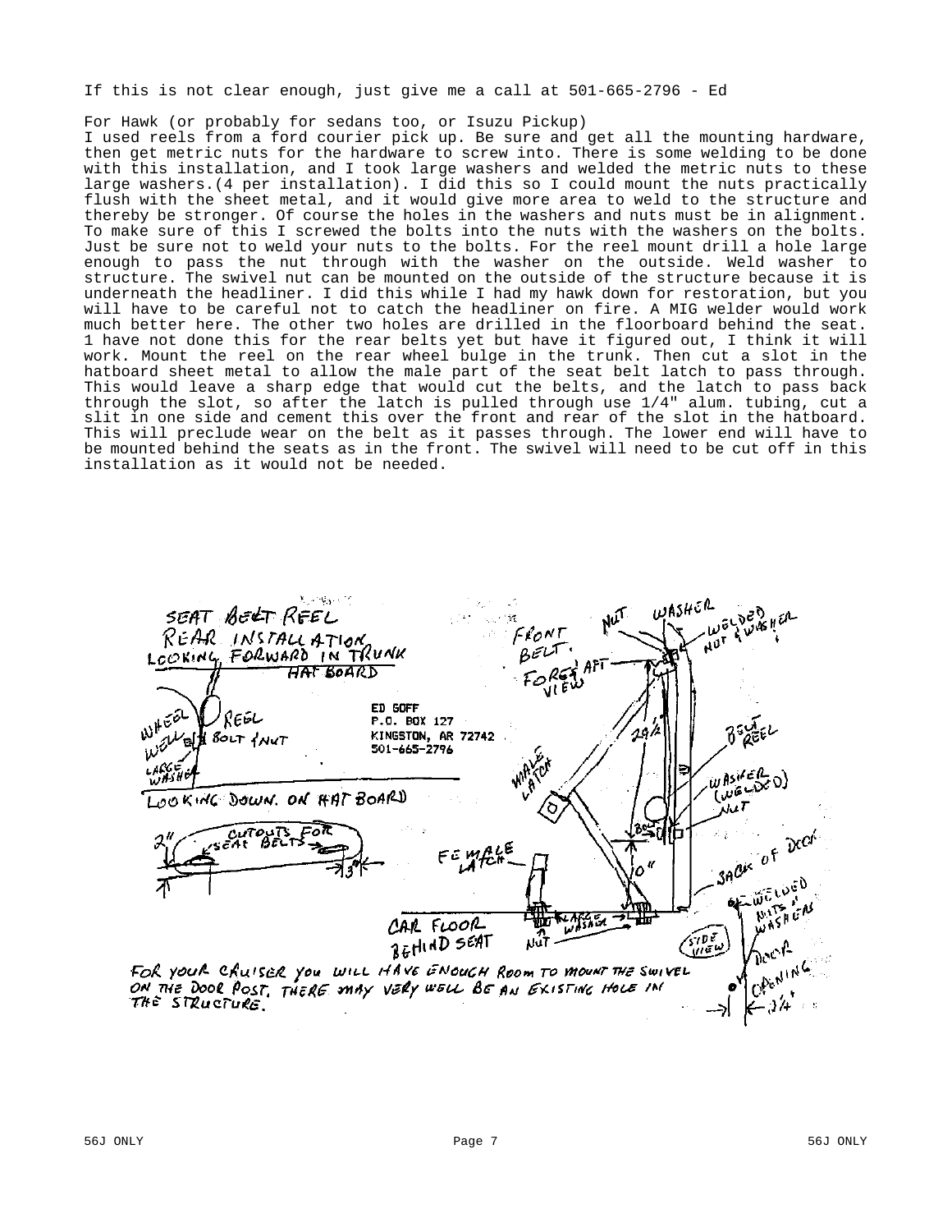If this is not clear enough, just give me a call at 501-665-2796 - Ed

For Hawk (or probably for sedans too, or Isuzu Pickup)
I used reels from a ford courier pick up. Be sure and get all the mounting hardware, then get metric nuts for the hardware to screw into. There is some welding to be done with this installation, and I took large washers and welded the metric nuts to these large washers.(4 per installation). I did this so I could mount the nuts practically flush with the sheet metal, and it would give more area to weld to the structure and thereby be stronger. Of course the holes in the washers and nuts must be in alignment. To make sure of this I screwed the bolts into the nuts with the washers on the bolts. Just be sure not to weld your nuts to the bolts. For the reel mount drill a hole large enough to pass the nut through with the washer on the outside. Weld washer to structure. The swivel nut can be mounted on the outside of the structure because it is underneath the headliner. I did this while I had my hawk down for restoration, but you will have to be careful not to catch the headliner on fire. A MIG welder would work much better here. The other two holes are drilled in the floorboard behind the seat. 1 have not done this for the rear belts yet but have it figured out, I think it will work. Mount the reel on the rear wheel bulge in the trunk. Then cut a slot in the hatboard sheet metal to allow the male part of the seat belt latch to pass through. This would leave a sharp edge that would cut the belts, and the latch to pass back through the slot, so after the latch is pulled through use 1/4" alum. tubing, cut a slit in one side and cement this over the front and rear of the slot in the hatboard. This will preclude wear on the belt as it passes through. The lower end will have to be mounted behind the seats as in the front. The swivel will need to be cut off in this installation as it would not be needed.

SEAT BELT REEL
REAR INSTALLATION
LOOKING FORWARD IN TRUNK

HAT BOARD

WHEEL WELL — REEL — BOLT & NUT — LARGE WASHER

LOOKING DOWN ON HAT BOARD

2" — CUTOUTS FOR SEAT BELTS — 3"

ED GOFF
P.O. BOX 127
KINGSTON, AR 72742
501-665-2796

FRONT BELT. FORE & AFT VIEW

NUT — WASHER — WELDED NUT & WASHER

29 1/2"

BELT REEL

MALE LATCH

WASHER (WELDED) — NUT

BELT

FEMALE LATCH

10"

BACK OF DOOR

CAR FLOOR BEHIND SEAT — LARGE WASHER — NUT

WELDED NUTS & WASHERS

SIDE VIEW

DOOR OPENING — 3/4"

FOR YOUR CRUISER YOU WILL HAVE ENOUGH ROOM TO MOUNT THE SWIVEL ON THE DOOR POST. THERE MAY VERY WELL BE AN EXISTING HOLE IN THE STRUCTURE.

56J ONLY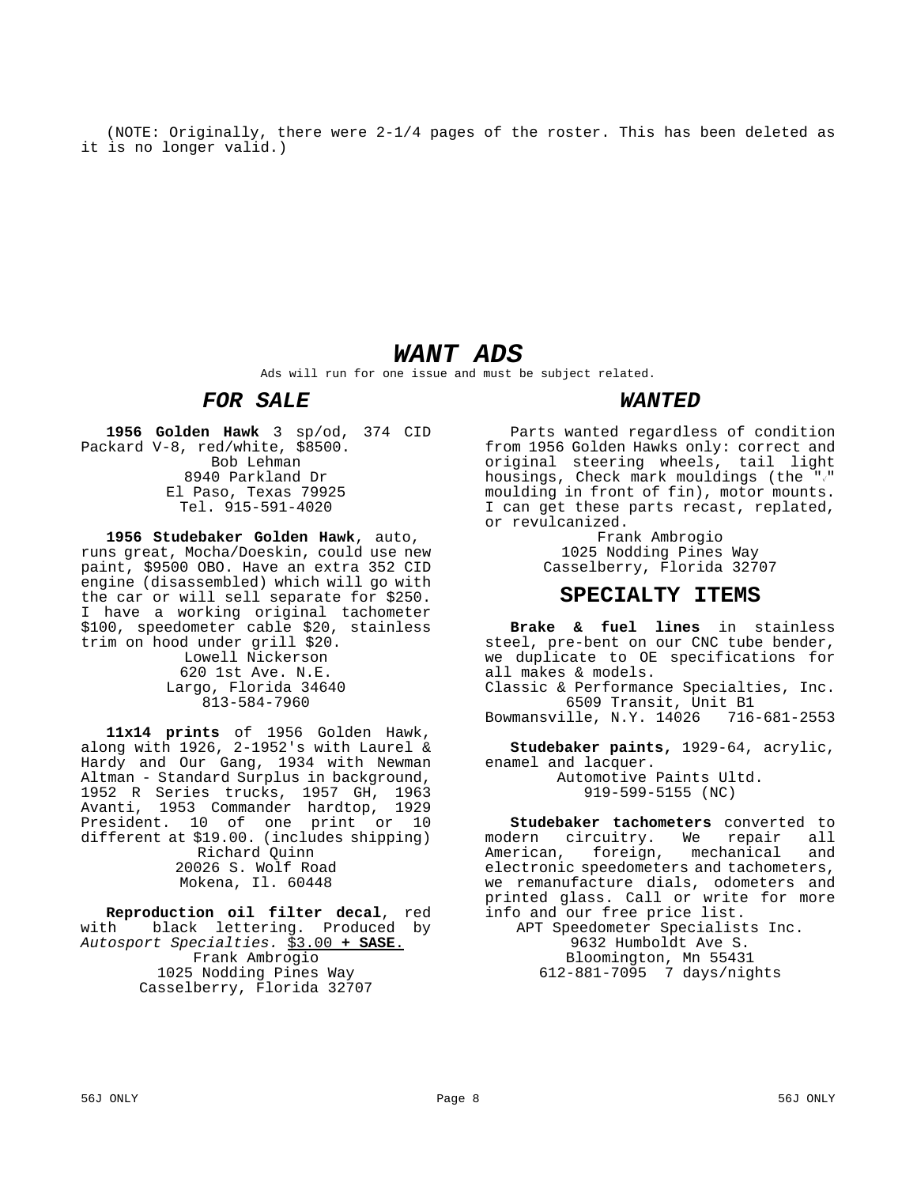(NOTE: Originally, there were 2-1/4 pages of the roster. This has been deleted as it is no longer valid.)

# *WANT ADS*

Ads will run for one issue and must be subject related.

## *FOR SALE*

**1956 Golden Hawk** 3 sp/od, 374 CID Packard V-8, red/white, $8500.

Bob Lehman
8940 Parkland Dr
El Paso, Texas 79925
Tel. 915-591-4020

**1956 Studebaker Golden Hawk**, auto, runs great, Mocha/Doeskin, could use new paint, $9500 OBO. Have an extra 352 CID engine (disassembled) which will go with the car or will sell separate for $250. I have a working original tachometer $100, speedometer cable $20, stainless trim on hood under grill $20.

Lowell Nickerson
620 1st Ave. N.E.
Largo, Florida 34640
813-584-7960

**11x14 prints** of 1956 Golden Hawk, along with 1926, 2-1952's with Laurel & Hardy and Our Gang, 1934 with Newman Altman - Standard Surplus in background, 1952 R Series trucks, 1957 GH, 1963 Avanti, 1953 Commander hardtop, 1929 President. 10 of one print or 10 different at $19.00. (includes shipping)

Richard Quinn
20026 S. Wolf Road
Mokena, Il. 60448

**Reproduction oil filter decal**, red with black lettering. Produced by *Autosport Specialties.* $3.00 **+ SASE.**

Frank Ambrogio
1025 Nodding Pines Way
Casselberry, Florida 32707

## *WANTED*

Parts wanted regardless of condition from 1956 Golden Hawks only: correct and original steering wheels, tail light housings, Check mark mouldings (the "√" moulding in front of fin), motor mounts. I can get these parts recast, replated, or revulcanized.

Frank Ambrogio
1025 Nodding Pines Way
Casselberry, Florida 32707

## SPECIALTY ITEMS

**Brake & fuel lines** in stainless steel, pre-bent on our CNC tube bender, we duplicate to OE specifications for all makes & models.

Classic & Performance Specialties, Inc.
6509 Transit, Unit B1
Bowmansville, N.Y. 14026 716-681-2553

**Studebaker paints,** 1929-64, acrylic, enamel and lacquer.

Automotive Paints Ultd.
919-599-5155 (NC)

**Studebaker tachometers** converted to modern circuitry. We repair all American, foreign, mechanical and electronic speedometers and tachometers, we remanufacture dials, odometers and printed glass. Call or write for more info and our free price list.

APT Speedometer Specialists Inc.
9632 Humboldt Ave S.
Bloomington, Mn 55431
612-881-7095 7 days/nights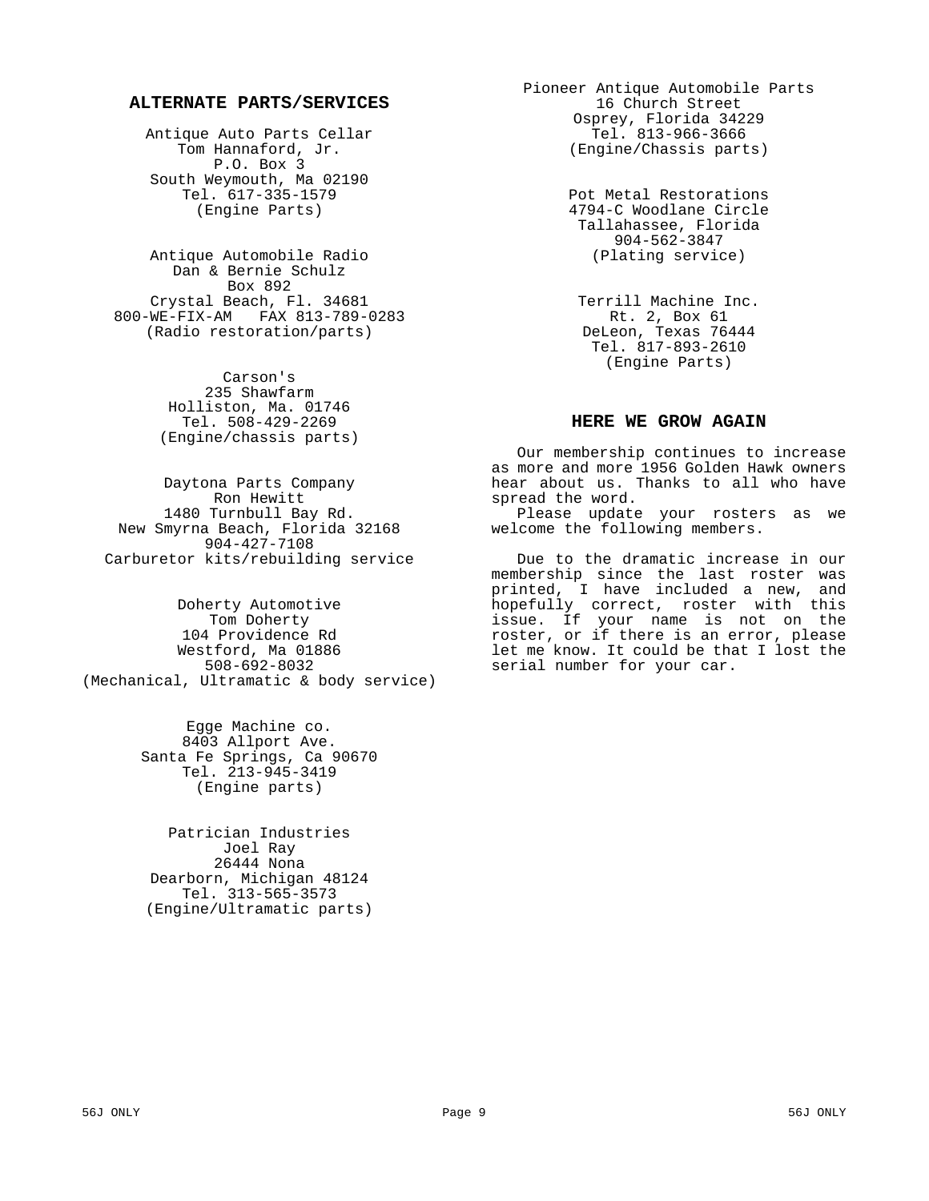## ALTERNATE PARTS/SERVICES

Antique Auto Parts Cellar
Tom Hannaford, Jr.
P.O. Box 3
South Weymouth, Ma 02190
Tel. 617-335-1579
(Engine Parts)

Antique Automobile Radio
Dan & Bernie Schulz
Box 892
Crystal Beach, Fl. 34681
800-WE-FIX-AM FAX 813-789-0283
(Radio restoration/parts)

Carson's
235 Shawfarm
Holliston, Ma. 01746
Tel. 508-429-2269
(Engine/chassis parts)

Daytona Parts Company
Ron Hewitt
1480 Turnbull Bay Rd.
New Smyrna Beach, Florida 32168
904-427-7108
Carburetor kits/rebuilding service

Doherty Automotive
Tom Doherty
104 Providence Rd
Westford, Ma 01886
508-692-8032
(Mechanical, Ultramatic & body service)

Egge Machine co.
8403 Allport Ave.
Santa Fe Springs, Ca 90670
Tel. 213-945-3419
(Engine parts)

Patrician Industries
Joel Ray
26444 Nona
Dearborn, Michigan 48124
Tel. 313-565-3573
(Engine/Ultramatic parts)

Pioneer Antique Automobile Parts
16 Church Street
Osprey, Florida 34229
Tel. 813-966-3666
(Engine/Chassis parts)

Pot Metal Restorations
4794-C Woodlane Circle
Tallahassee, Florida
904-562-3847
(Plating service)

Terrill Machine Inc.
Rt. 2, Box 61
DeLeon, Texas 76444
Tel. 817-893-2610
(Engine Parts)

## HERE WE GROW AGAIN

Our membership continues to increase as more and more 1956 Golden Hawk owners hear about us. Thanks to all who have spread the word.

Please update your rosters as we welcome the following members.

Due to the dramatic increase in our membership since the last roster was printed, I have included a new, and hopefully correct, roster with this issue. If your name is not on the roster, or if there is an error, please let me know. It could be that I lost the serial number for your car.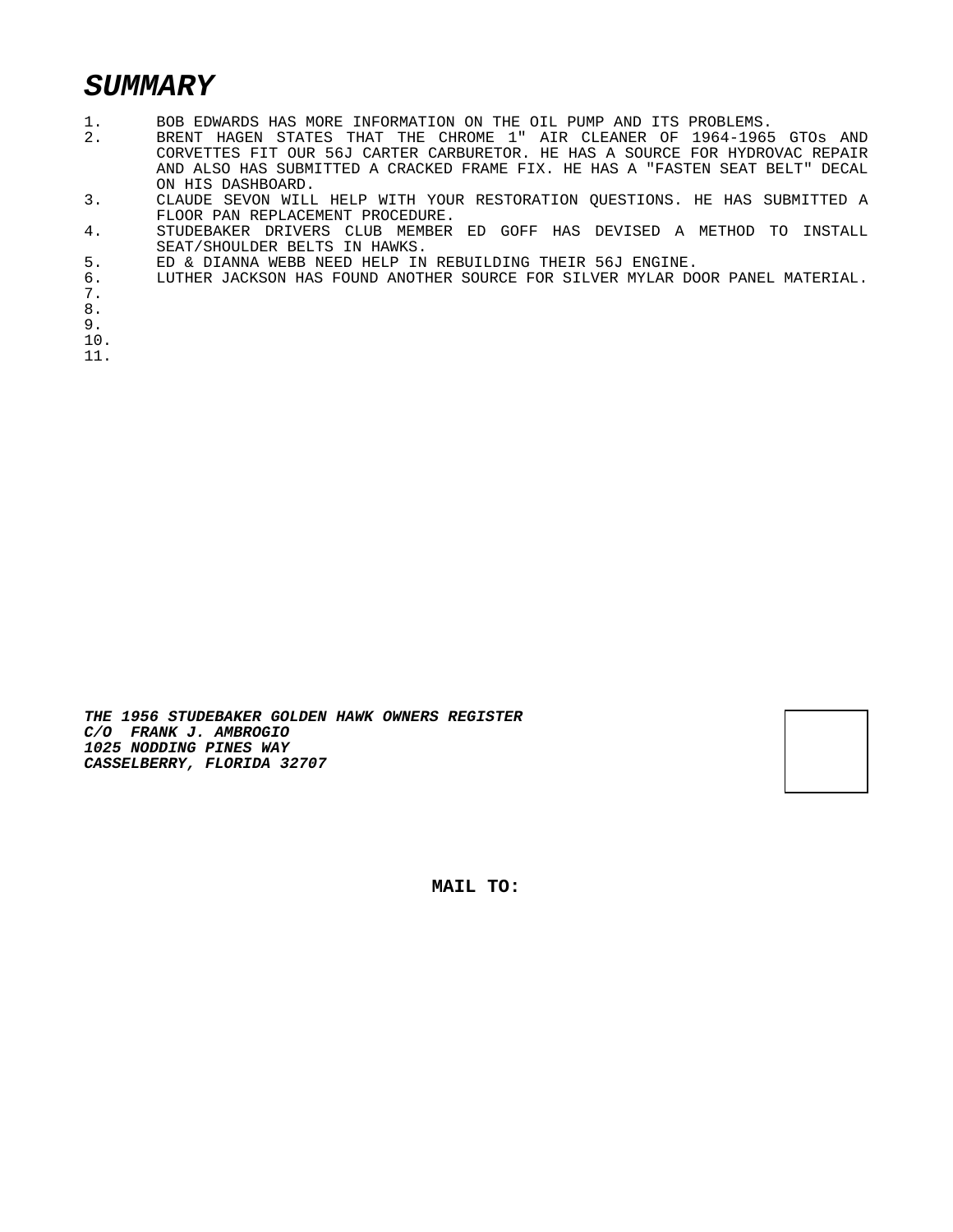# *SUMMARY*

1. BOB EDWARDS HAS MORE INFORMATION ON THE OIL PUMP AND ITS PROBLEMS.
2. BRENT HAGEN STATES THAT THE CHROME 1" AIR CLEANER OF 1964-1965 GTOs AND CORVETTES FIT OUR 56J CARTER CARBURETOR. HE HAS A SOURCE FOR HYDROVAC REPAIR AND ALSO HAS SUBMITTED A CRACKED FRAME FIX. HE HAS A "FASTEN SEAT BELT" DECAL ON HIS DASHBOARD.
3. CLAUDE SEVON WILL HELP WITH YOUR RESTORATION QUESTIONS. HE HAS SUBMITTED A FLOOR PAN REPLACEMENT PROCEDURE.
4. STUDEBAKER DRIVERS CLUB MEMBER ED GOFF HAS DEVISED A METHOD TO INSTALL SEAT/SHOULDER BELTS IN HAWKS.
5. ED & DIANNA WEBB NEED HELP IN REBUILDING THEIR 56J ENGINE.
6. LUTHER JACKSON HAS FOUND ANOTHER SOURCE FOR SILVER MYLAR DOOR PANEL MATERIAL.
7.
8.
9.
10.
11.

***THE 1956 STUDEBAKER GOLDEN HAWK OWNERS REGISTER***
***C/O FRANK J. AMBROGIO***
***1025 NODDING PINES WAY***
***CASSELBERRY, FLORIDA 32707***

**MAIL TO:**